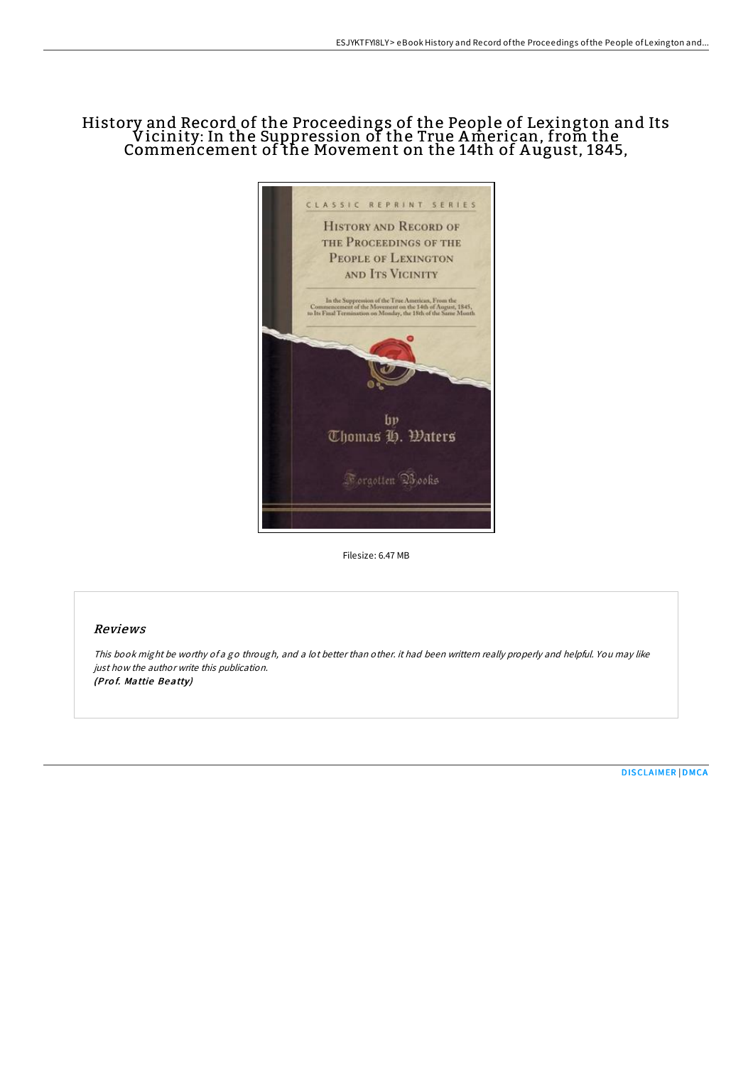# History and Record of the Proceedings of the People of Lexington and Its Vicinity: In the Suppression of the True American, from the Commencement of the Movement on the 14th of August, 1845,

Filesize: 6.47 MB

## Reviews

*This book might be worthy of a go through, and a lot better than other. it had been writtern really properly and helpful. You may like just how the author write this publication.*
***(Prof. Mattie Beatty)***

DISCLAIMER | DMCA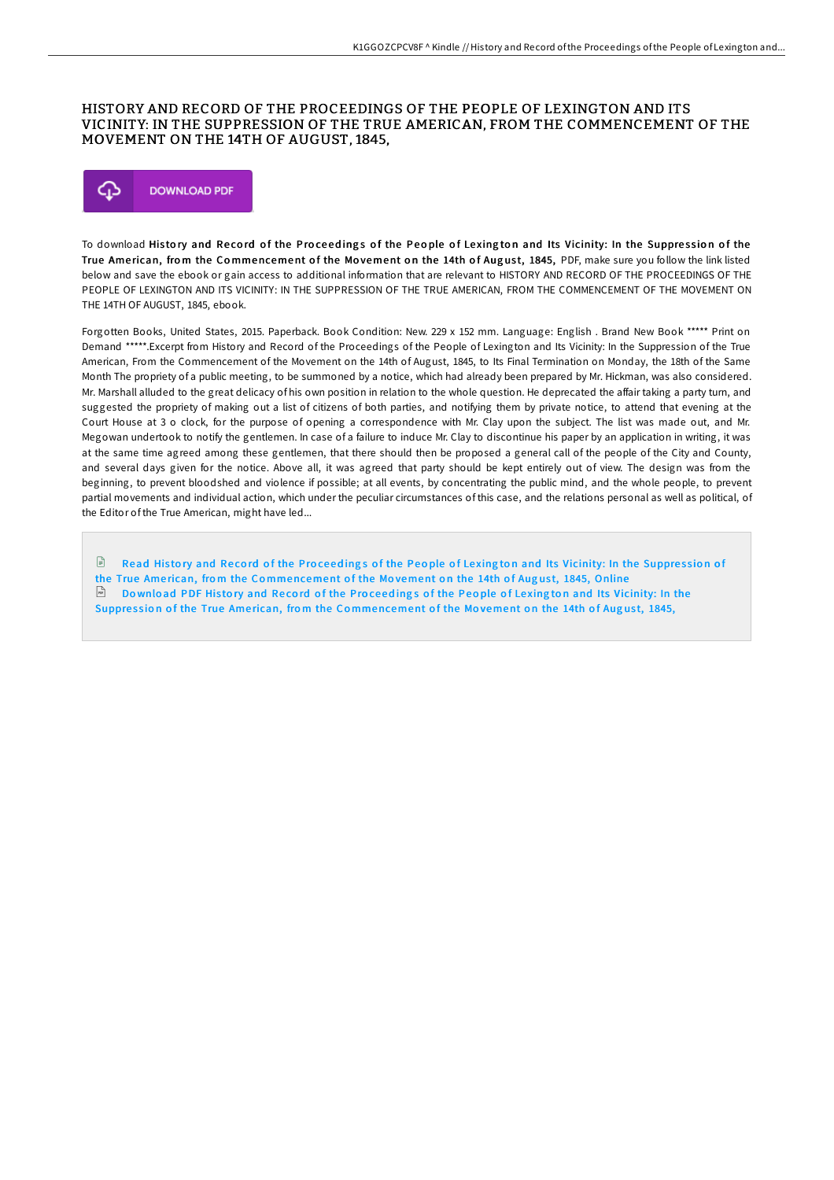# HISTORY AND RECORD OF THE PROCEEDINGS OF THE PEOPLE OF LEXINGTON AND ITS VICINITY: IN THE SUPPRESSION OF THE TRUE AMERICAN, FROM THE COMMENCEMENT OF THE MOVEMENT ON THE 14TH OF AUGUST, 1845,

DOWNLOAD PDF

To download **History and Record of the Proceedings of the People of Lexington and Its Vicinity: In the Suppression of the True American, from the Commencement of the Movement on the 14th of August, 1845,** PDF, make sure you follow the link listed below and save the ebook or gain access to additional information that are relevant to HISTORY AND RECORD OF THE PROCEEDINGS OF THE PEOPLE OF LEXINGTON AND ITS VICINITY: IN THE SUPPRESSION OF THE TRUE AMERICAN, FROM THE COMMENCEMENT OF THE MOVEMENT ON THE 14TH OF AUGUST, 1845, ebook.

Forgotten Books, United States, 2015. Paperback. Book Condition: New. 229 x 152 mm. Language: English . Brand New Book ***** Print on Demand *****.Excerpt from History and Record of the Proceedings of the People of Lexington and Its Vicinity: In the Suppression of the True American, From the Commencement of the Movement on the 14th of August, 1845, to Its Final Termination on Monday, the 18th of the Same Month The propriety of a public meeting, to be summoned by a notice, which had already been prepared by Mr. Hickman, was also considered. Mr. Marshall alluded to the great delicacy of his own position in relation to the whole question. He deprecated the affair taking a party turn, and suggested the propriety of making out a list of citizens of both parties, and notifying them by private notice, to attend that evening at the Court House at 3 o clock, for the purpose of opening a correspondence with Mr. Clay upon the subject. The list was made out, and Mr. Megowan undertook to notify the gentlemen. In case of a failure to induce Mr. Clay to discontinue his paper by an application in writing, it was at the same time agreed among these gentlemen, that there should then be proposed a general call of the people of the City and County, and several days given for the notice. Above all, it was agreed that party should be kept entirely out of view. The design was from the beginning, to prevent bloodshed and violence if possible; at all events, by concentrating the public mind, and the whole people, to prevent partial movements and individual action, which under the peculiar circumstances of this case, and the relations personal as well as political, of the Editor of the True American, might have led...

Read History and Record of the Proceedings of the People of Lexington and Its Vicinity: In the Suppression of the True American, from the Commencement of the Movement on the 14th of August, 1845, Online

Download PDF History and Record of the Proceedings of the People of Lexington and Its Vicinity: In the Suppression of the True American, from the Commencement of the Movement on the 14th of August, 1845,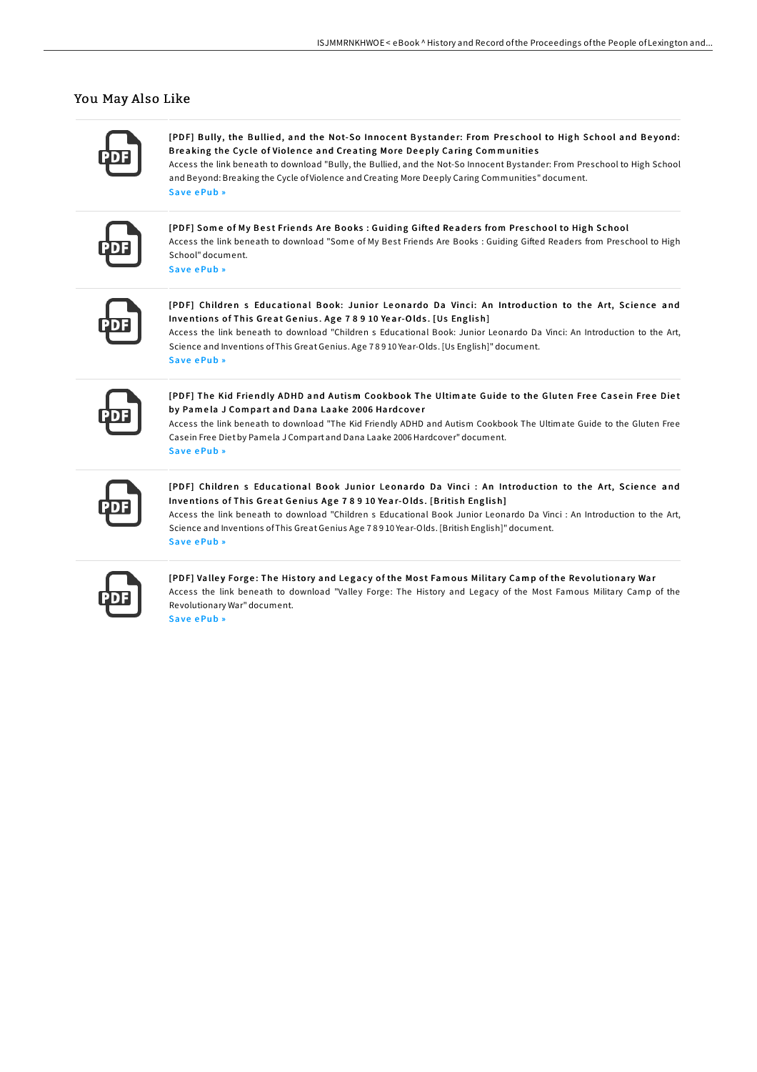## You May Also Like

**[PDF] Bully, the Bullied, and the Not-So Innocent Bystander: From Preschool to High School and Beyond: Breaking the Cycle of Violence and Creating More Deeply Caring Communities**

Access the link beneath to download "Bully, the Bullied, and the Not-So Innocent Bystander: From Preschool to High School and Beyond: Breaking the Cycle of Violence and Creating More Deeply Caring Communities" document.

Save ePub »

**[PDF] Some of My Best Friends Are Books : Guiding Gifted Readers from Preschool to High School**

Access the link beneath to download "Some of My Best Friends Are Books : Guiding Gifted Readers from Preschool to High School" document.

Save ePub »

**[PDF] Children s Educational Book: Junior Leonardo Da Vinci: An Introduction to the Art, Science and Inventions of This Great Genius. Age 7 8 9 10 Year-Olds. [Us English]**

Access the link beneath to download "Children s Educational Book: Junior Leonardo Da Vinci: An Introduction to the Art, Science and Inventions of This Great Genius. Age 7 8 9 10 Year-Olds. [Us English]" document.

Save ePub »

**[PDF] The Kid Friendly ADHD and Autism Cookbook The Ultimate Guide to the Gluten Free Casein Free Diet by Pamela J Compart and Dana Laake 2006 Hardcover**

Access the link beneath to download "The Kid Friendly ADHD and Autism Cookbook The Ultimate Guide to the Gluten Free Casein Free Diet by Pamela J Compart and Dana Laake 2006 Hardcover" document.

Save ePub »

**[PDF] Children s Educational Book Junior Leonardo Da Vinci : An Introduction to the Art, Science and Inventions of This Great Genius Age 7 8 9 10 Year-Olds. [British English]**

Access the link beneath to download "Children s Educational Book Junior Leonardo Da Vinci : An Introduction to the Art, Science and Inventions of This Great Genius Age 7 8 9 10 Year-Olds. [British English]" document.

Save ePub »

**[PDF] Valley Forge: The History and Legacy of the Most Famous Military Camp of the Revolutionary War**

Access the link beneath to download "Valley Forge: The History and Legacy of the Most Famous Military Camp of the Revolutionary War" document.

Save ePub »